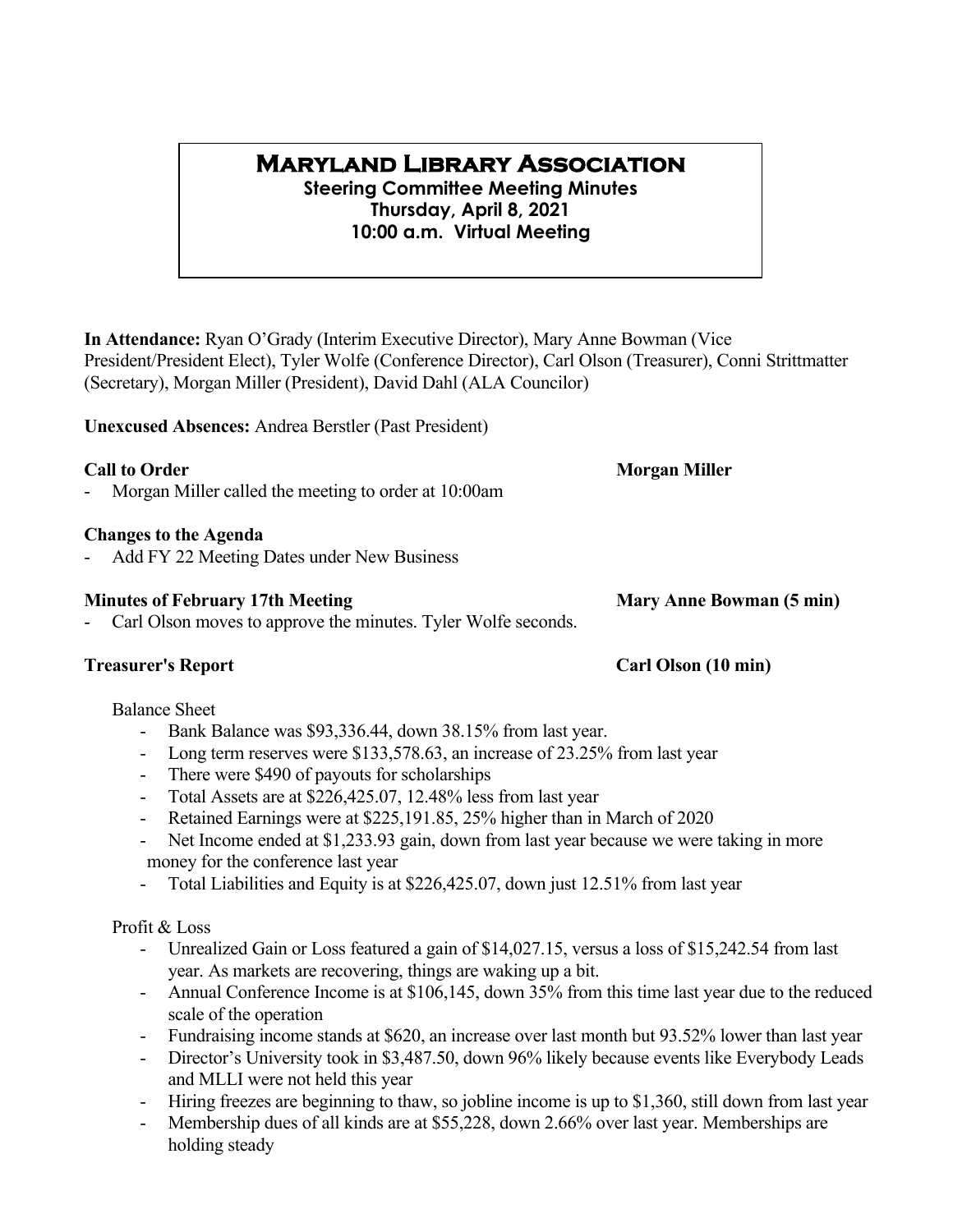# Maryland Library Association

**Steering Committee Meeting Minutes**
**Thursday, April 8, 2021**
**10:00 a.m. Virtual Meeting**

**In Attendance:** Ryan O'Grady (Interim Executive Director), Mary Anne Bowman (Vice President/President Elect), Tyler Wolfe (Conference Director), Carl Olson (Treasurer), Conni Strittmatter (Secretary), Morgan Miller (President), David Dahl (ALA Councilor)

**Unexcused Absences:** Andrea Berstler (Past President)

**Call to Order** **Morgan Miller**

- Morgan Miller called the meeting to order at 10:00am

**Changes to the Agenda**

- Add FY 22 Meeting Dates under New Business

**Minutes of February 17th Meeting** **Mary Anne Bowman (5 min)**

- Carl Olson moves to approve the minutes. Tyler Wolfe seconds.

**Treasurer's Report** **Carl Olson (10 min)**

Balance Sheet

- Bank Balance was $93,336.44, down 38.15% from last year.
- Long term reserves were $133,578.63, an increase of 23.25% from last year
- There were $490 of payouts for scholarships
- Total Assets are at $226,425.07, 12.48% less from last year
- Retained Earnings were at $225,191.85, 25% higher than in March of 2020
- Net Income ended at $1,233.93 gain, down from last year because we were taking in more money for the conference last year
- Total Liabilities and Equity is at $226,425.07, down just 12.51% from last year

Profit & Loss

- Unrealized Gain or Loss featured a gain of $14,027.15, versus a loss of $15,242.54 from last year. As markets are recovering, things are waking up a bit.
- Annual Conference Income is at $106,145, down 35% from this time last year due to the reduced scale of the operation
- Fundraising income stands at $620, an increase over last month but 93.52% lower than last year
- Director's University took in $3,487.50, down 96% likely because events like Everybody Leads and MLLI were not held this year
- Hiring freezes are beginning to thaw, so jobline income is up to $1,360, still down from last year
- Membership dues of all kinds are at $55,228, down 2.66% over last year. Memberships are holding steady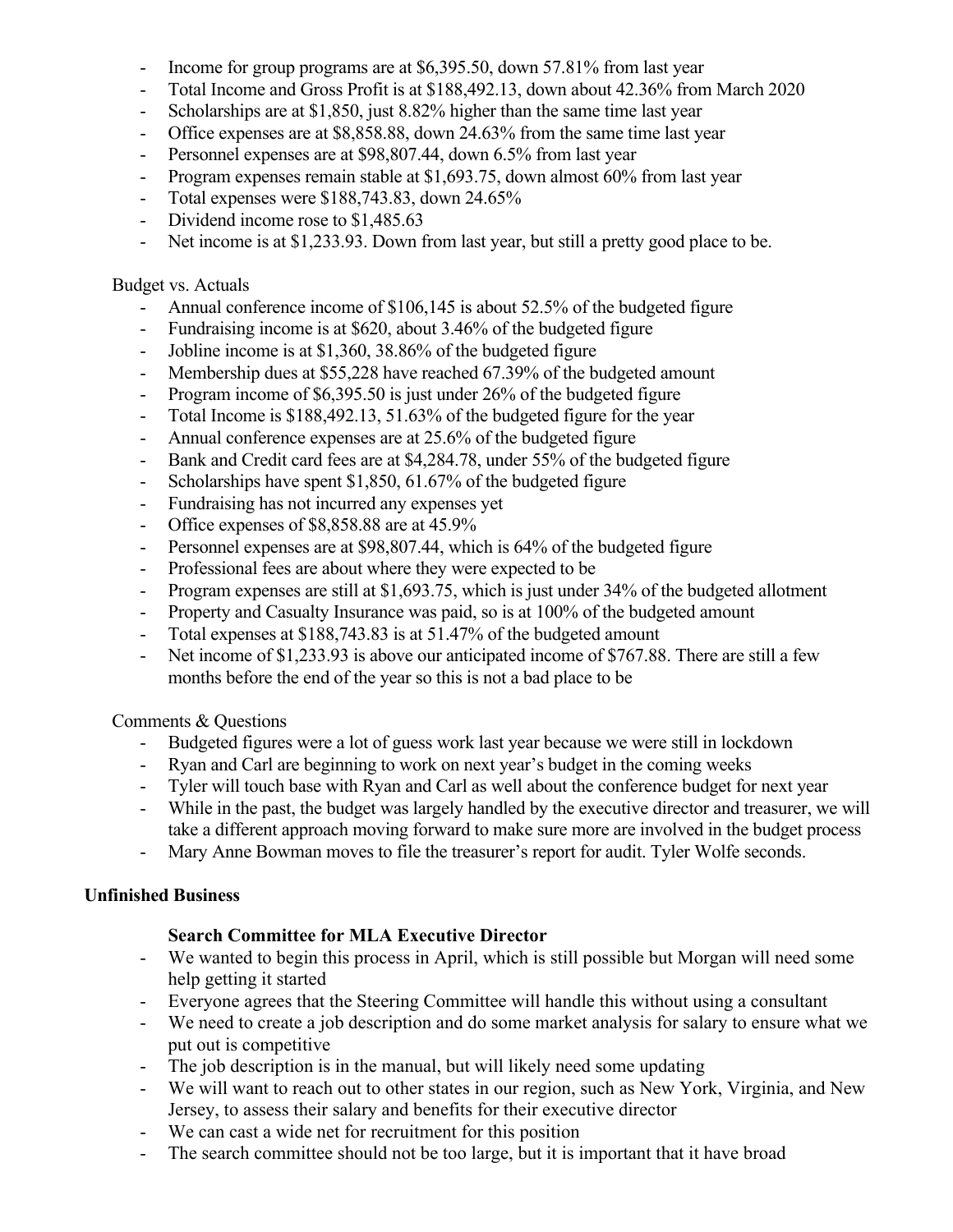- Income for group programs are at $6,395.50, down 57.81% from last year
- Total Income and Gross Profit is at $188,492.13, down about 42.36% from March 2020
- Scholarships are at $1,850, just 8.82% higher than the same time last year
- Office expenses are at $8,858.88, down 24.63% from the same time last year
- Personnel expenses are at $98,807.44, down 6.5% from last year
- Program expenses remain stable at $1,693.75, down almost 60% from last year
- Total expenses were $188,743.83, down 24.65%
- Dividend income rose to $1,485.63
- Net income is at $1,233.93. Down from last year, but still a pretty good place to be.

Budget vs. Actuals

- Annual conference income of $106,145 is about 52.5% of the budgeted figure
- Fundraising income is at $620, about 3.46% of the budgeted figure
- Jobline income is at $1,360, 38.86% of the budgeted figure
- Membership dues at $55,228 have reached 67.39% of the budgeted amount
- Program income of $6,395.50 is just under 26% of the budgeted figure
- Total Income is $188,492.13, 51.63% of the budgeted figure for the year
- Annual conference expenses are at 25.6% of the budgeted figure
- Bank and Credit card fees are at $4,284.78, under 55% of the budgeted figure
- Scholarships have spent $1,850, 61.67% of the budgeted figure
- Fundraising has not incurred any expenses yet
- Office expenses of $8,858.88 are at 45.9%
- Personnel expenses are at $98,807.44, which is 64% of the budgeted figure
- Professional fees are about where they were expected to be
- Program expenses are still at $1,693.75, which is just under 34% of the budgeted allotment
- Property and Casualty Insurance was paid, so is at 100% of the budgeted amount
- Total expenses at $188,743.83 is at 51.47% of the budgeted amount
- Net income of $1,233.93 is above our anticipated income of $767.88. There are still a few months before the end of the year so this is not a bad place to be

Comments & Questions

- Budgeted figures were a lot of guess work last year because we were still in lockdown
- Ryan and Carl are beginning to work on next year's budget in the coming weeks
- Tyler will touch base with Ryan and Carl as well about the conference budget for next year
- While in the past, the budget was largely handled by the executive director and treasurer, we will take a different approach moving forward to make sure more are involved in the budget process
- Mary Anne Bowman moves to file the treasurer's report for audit. Tyler Wolfe seconds.

**Unfinished Business**

**Search Committee for MLA Executive Director**

- We wanted to begin this process in April, which is still possible but Morgan will need some help getting it started
- Everyone agrees that the Steering Committee will handle this without using a consultant
- We need to create a job description and do some market analysis for salary to ensure what we put out is competitive
- The job description is in the manual, but will likely need some updating
- We will want to reach out to other states in our region, such as New York, Virginia, and New Jersey, to assess their salary and benefits for their executive director
- We can cast a wide net for recruitment for this position
- The search committee should not be too large, but it is important that it have broad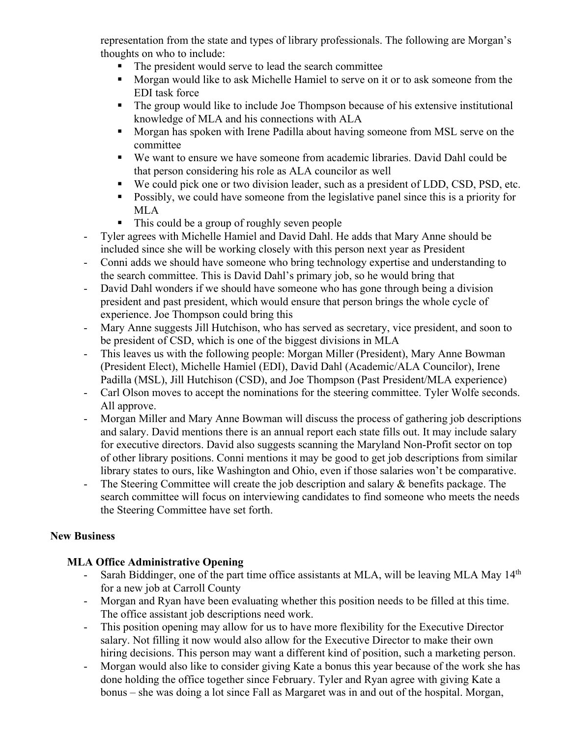representation from the state and types of library professionals. The following are Morgan's thoughts on who to include:

  - The president would serve to lead the search committee
  - Morgan would like to ask Michelle Hamiel to serve on it or to ask someone from the EDI task force
  - The group would like to include Joe Thompson because of his extensive institutional knowledge of MLA and his connections with ALA
  - Morgan has spoken with Irene Padilla about having someone from MSL serve on the committee
  - We want to ensure we have someone from academic libraries. David Dahl could be that person considering his role as ALA councilor as well
  - We could pick one or two division leader, such as a president of LDD, CSD, PSD, etc.
  - Possibly, we could have someone from the legislative panel since this is a priority for MLA
  - This could be a group of roughly seven people

- Tyler agrees with Michelle Hamiel and David Dahl. He adds that Mary Anne should be included since she will be working closely with this person next year as President
- Conni adds we should have someone who bring technology expertise and understanding to the search committee. This is David Dahl's primary job, so he would bring that
- David Dahl wonders if we should have someone who has gone through being a division president and past president, which would ensure that person brings the whole cycle of experience. Joe Thompson could bring this
- Mary Anne suggests Jill Hutchison, who has served as secretary, vice president, and soon to be president of CSD, which is one of the biggest divisions in MLA
- This leaves us with the following people: Morgan Miller (President), Mary Anne Bowman (President Elect), Michelle Hamiel (EDI), David Dahl (Academic/ALA Councilor), Irene Padilla (MSL), Jill Hutchison (CSD), and Joe Thompson (Past President/MLA experience)
- Carl Olson moves to accept the nominations for the steering committee. Tyler Wolfe seconds. All approve.
- Morgan Miller and Mary Anne Bowman will discuss the process of gathering job descriptions and salary. David mentions there is an annual report each state fills out. It may include salary for executive directors. David also suggests scanning the Maryland Non-Profit sector on top of other library positions. Conni mentions it may be good to get job descriptions from similar library states to ours, like Washington and Ohio, even if those salaries won't be comparative.
- The Steering Committee will create the job description and salary & benefits package. The search committee will focus on interviewing candidates to find someone who meets the needs the Steering Committee have set forth.

## New Business

### MLA Office Administrative Opening

- Sarah Biddinger, one of the part time office assistants at MLA, will be leaving MLA May 14th for a new job at Carroll County
- Morgan and Ryan have been evaluating whether this position needs to be filled at this time. The office assistant job descriptions need work.
- This position opening may allow for us to have more flexibility for the Executive Director salary. Not filling it now would also allow for the Executive Director to make their own hiring decisions. This person may want a different kind of position, such a marketing person.
- Morgan would also like to consider giving Kate a bonus this year because of the work she has done holding the office together since February. Tyler and Ryan agree with giving Kate a bonus – she was doing a lot since Fall as Margaret was in and out of the hospital. Morgan,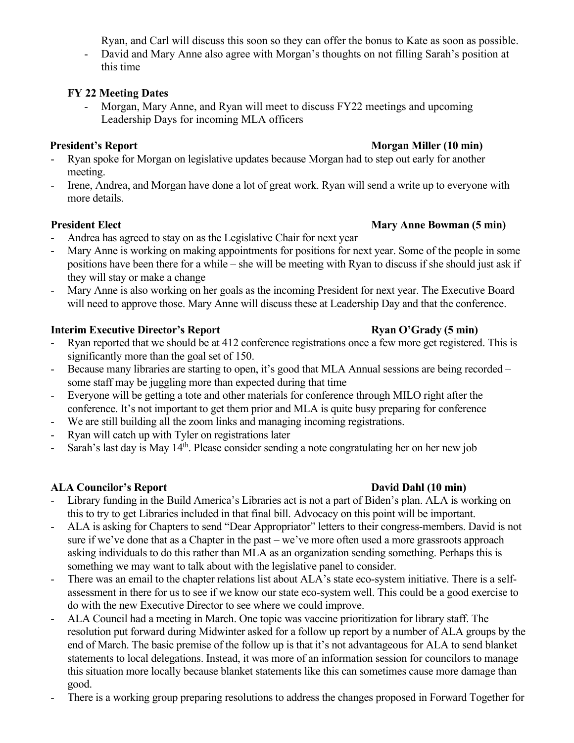Ryan, and Carl will discuss this soon so they can offer the bonus to Kate as soon as possible.

- David and Mary Anne also agree with Morgan's thoughts on not filling Sarah's position at this time

**FY 22 Meeting Dates**

- Morgan, Mary Anne, and Ryan will meet to discuss FY22 meetings and upcoming Leadership Days for incoming MLA officers

**President's Report** **Morgan Miller (10 min)**

- Ryan spoke for Morgan on legislative updates because Morgan had to step out early for another meeting.
- Irene, Andrea, and Morgan have done a lot of great work. Ryan will send a write up to everyone with more details.

**President Elect** **Mary Anne Bowman (5 min)**

- Andrea has agreed to stay on as the Legislative Chair for next year
- Mary Anne is working on making appointments for positions for next year. Some of the people in some positions have been there for a while – she will be meeting with Ryan to discuss if she should just ask if they will stay or make a change
- Mary Anne is also working on her goals as the incoming President for next year. The Executive Board will need to approve those. Mary Anne will discuss these at Leadership Day and that the conference.

**Interim Executive Director's Report** **Ryan O'Grady (5 min)**

- Ryan reported that we should be at 412 conference registrations once a few more get registered. This is significantly more than the goal set of 150.
- Because many libraries are starting to open, it's good that MLA Annual sessions are being recorded – some staff may be juggling more than expected during that time
- Everyone will be getting a tote and other materials for conference through MILO right after the conference. It's not important to get them prior and MLA is quite busy preparing for conference
- We are still building all the zoom links and managing incoming registrations.
- Ryan will catch up with Tyler on registrations later
- Sarah's last day is May 14th. Please consider sending a note congratulating her on her new job

**ALA Councilor's Report** **David Dahl (10 min)**

- Library funding in the Build America's Libraries act is not a part of Biden's plan. ALA is working on this to try to get Libraries included in that final bill. Advocacy on this point will be important.
- ALA is asking for Chapters to send "Dear Appropriator" letters to their congress-members. David is not sure if we've done that as a Chapter in the past – we've more often used a more grassroots approach asking individuals to do this rather than MLA as an organization sending something. Perhaps this is something we may want to talk about with the legislative panel to consider.
- There was an email to the chapter relations list about ALA's state eco-system initiative. There is a self-assessment in there for us to see if we know our state eco-system well. This could be a good exercise to do with the new Executive Director to see where we could improve.
- ALA Council had a meeting in March. One topic was vaccine prioritization for library staff. The resolution put forward during Midwinter asked for a follow up report by a number of ALA groups by the end of March. The basic premise of the follow up is that it's not advantageous for ALA to send blanket statements to local delegations. Instead, it was more of an information session for councilors to manage this situation more locally because blanket statements like this can sometimes cause more damage than good.
- There is a working group preparing resolutions to address the changes proposed in Forward Together for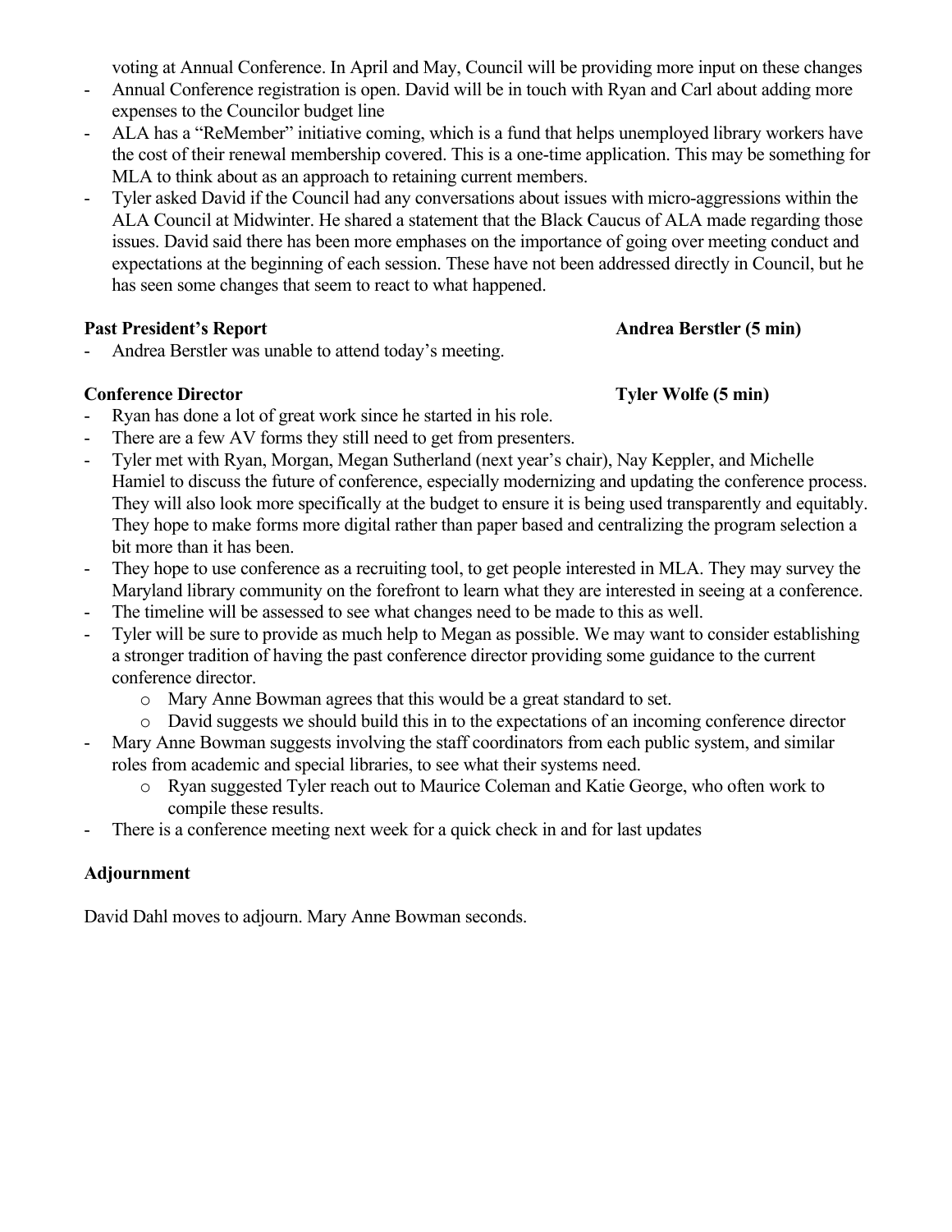voting at Annual Conference. In April and May, Council will be providing more input on these changes

- Annual Conference registration is open. David will be in touch with Ryan and Carl about adding more expenses to the Councilor budget line
- ALA has a "ReMember" initiative coming, which is a fund that helps unemployed library workers have the cost of their renewal membership covered. This is a one-time application. This may be something for MLA to think about as an approach to retaining current members.
- Tyler asked David if the Council had any conversations about issues with micro-aggressions within the ALA Council at Midwinter. He shared a statement that the Black Caucus of ALA made regarding those issues. David said there has been more emphases on the importance of going over meeting conduct and expectations at the beginning of each session. These have not been addressed directly in Council, but he has seen some changes that seem to react to what happened.

**Past President's Report** **Andrea Berstler (5 min)**

- Andrea Berstler was unable to attend today's meeting.

**Conference Director** **Tyler Wolfe (5 min)**

- Ryan has done a lot of great work since he started in his role.
- There are a few AV forms they still need to get from presenters.
- Tyler met with Ryan, Morgan, Megan Sutherland (next year's chair), Nay Keppler, and Michelle Hamiel to discuss the future of conference, especially modernizing and updating the conference process. They will also look more specifically at the budget to ensure it is being used transparently and equitably. They hope to make forms more digital rather than paper based and centralizing the program selection a bit more than it has been.
- They hope to use conference as a recruiting tool, to get people interested in MLA. They may survey the Maryland library community on the forefront to learn what they are interested in seeing at a conference.
- The timeline will be assessed to see what changes need to be made to this as well.
- Tyler will be sure to provide as much help to Megan as possible. We may want to consider establishing a stronger tradition of having the past conference director providing some guidance to the current conference director.
  - Mary Anne Bowman agrees that this would be a great standard to set.
  - David suggests we should build this in to the expectations of an incoming conference director
- Mary Anne Bowman suggests involving the staff coordinators from each public system, and similar roles from academic and special libraries, to see what their systems need.
  - Ryan suggested Tyler reach out to Maurice Coleman and Katie George, who often work to compile these results.
- There is a conference meeting next week for a quick check in and for last updates

**Adjournment**

David Dahl moves to adjourn. Mary Anne Bowman seconds.